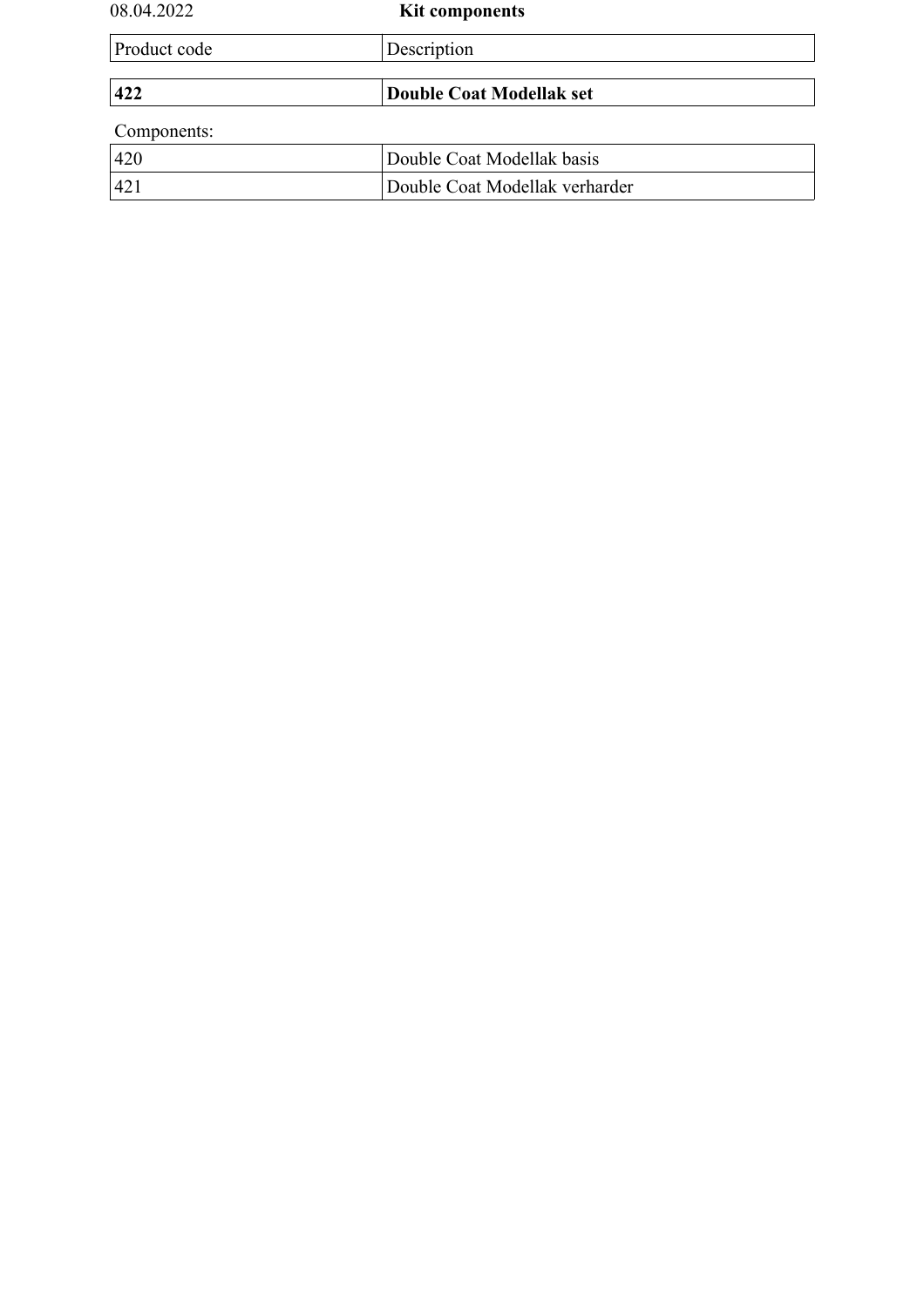08.04.2022

**Kit components**

| Product code | Description |
| --- | --- |
| **422** | **Double Coat Modellak set** |

Components:

| | |
| --- | --- |
| 420 | Double Coat Modellak basis |
| 421 | Double Coat Modellak verharder |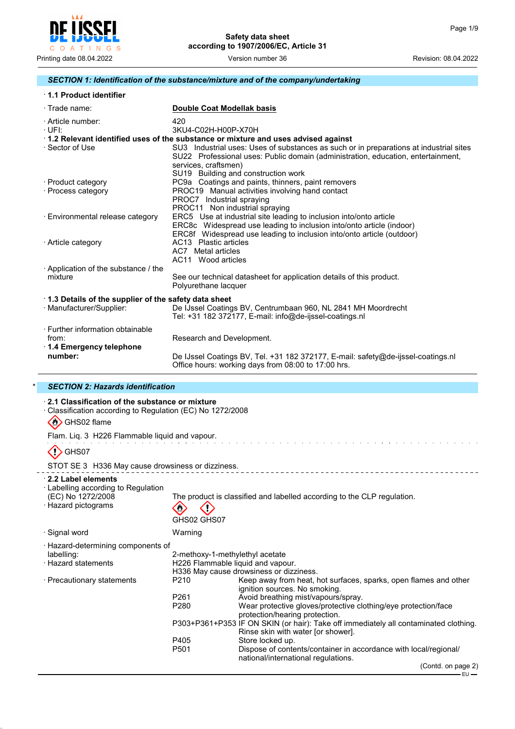## SECTION 1: Identification of the substance/mixture and of the company/undertaking

### · 1.1 Product identifier

| | |
|---|---|
| · Trade name: | **Double Coat Modellak basis** |
| · Article number: | 420 |
| · UFI: | 3KU4-C02H-H00P-X70H |

### · 1.2 Relevant identified uses of the substance or mixture and uses advised against

| | |
|---|---|
| · Sector of Use | SU3 Industrial uses: Uses of substances as such or in preparations at industrial sites<br>SU22 Professional uses: Public domain (administration, education, entertainment, services, craftsmen)<br>SU19 Building and construction work |
| · Product category | PC9a Coatings and paints, thinners, paint removers |
| · Process category | PROC19 Manual activities involving hand contact<br>PROC7 Industrial spraying<br>PROC11 Non industrial spraying |
| · Environmental release category | ERC5 Use at industrial site leading to inclusion into/onto article<br>ERC8c Widespread use leading to inclusion into/onto article (indoor)<br>ERC8f Widespread use leading to inclusion into/onto article (outdoor) |
| · Article category | AC13 Plastic articles<br>AC7 Metal articles<br>AC11 Wood articles |
| · Application of the substance / the mixture | See our technical datasheet for application details of this product.<br>Polyurethane lacquer |

### · 1.3 Details of the supplier of the safety data sheet

| | |
|---|---|
| · Manufacturer/Supplier: | De IJssel Coatings BV, Centrumbaan 960, NL 2841 MH Moordrecht<br>Tel: +31 182 372177, E-mail: info@de-ijssel-coatings.nl |
| · Further information obtainable from: | Research and Development. |
| **· 1.4 Emergency telephone number:** | De IJssel Coatings BV, Tel. +31 182 372177, E-mail: safety@de-ijssel-coatings.nl<br>Office hours: working days from 08:00 to 17:00 hrs. |

## * SECTION 2: Hazards identification

### · 2.1 Classification of the substance or mixture

· Classification according to Regulation (EC) No 1272/2008

GHS02 flame

Flam. Liq. 3 H226 Flammable liquid and vapour.

GHS07

STOT SE 3 H336 May cause drowsiness or dizziness.

### · 2.2 Label elements

| | |
|---|---|
| · Labelling according to Regulation (EC) No 1272/2008 | The product is classified and labelled according to the CLP regulation. |
| · Hazard pictograms | GHS02 GHS07 |
| · Signal word | Warning |
| · Hazard-determining components of labelling: | 2-methoxy-1-methylethyl acetate |
| · Hazard statements | H226 Flammable liquid and vapour.<br>H336 May cause drowsiness or dizziness. |

· Precautionary statements

| | |
|---|---|
| P210 | Keep away from heat, hot surfaces, sparks, open flames and other ignition sources. No smoking. |
| P261 | Avoid breathing mist/vapours/spray. |
| P280 | Wear protective gloves/protective clothing/eye protection/face protection/hearing protection. |
| P303+P361+P353 | IF ON SKIN (or hair): Take off immediately all contaminated clothing. Rinse skin with water [or shower]. |
| P405 | Store locked up. |
| P501 | Dispose of contents/container in accordance with local/regional/national/international regulations. |

(Contd. on page 2)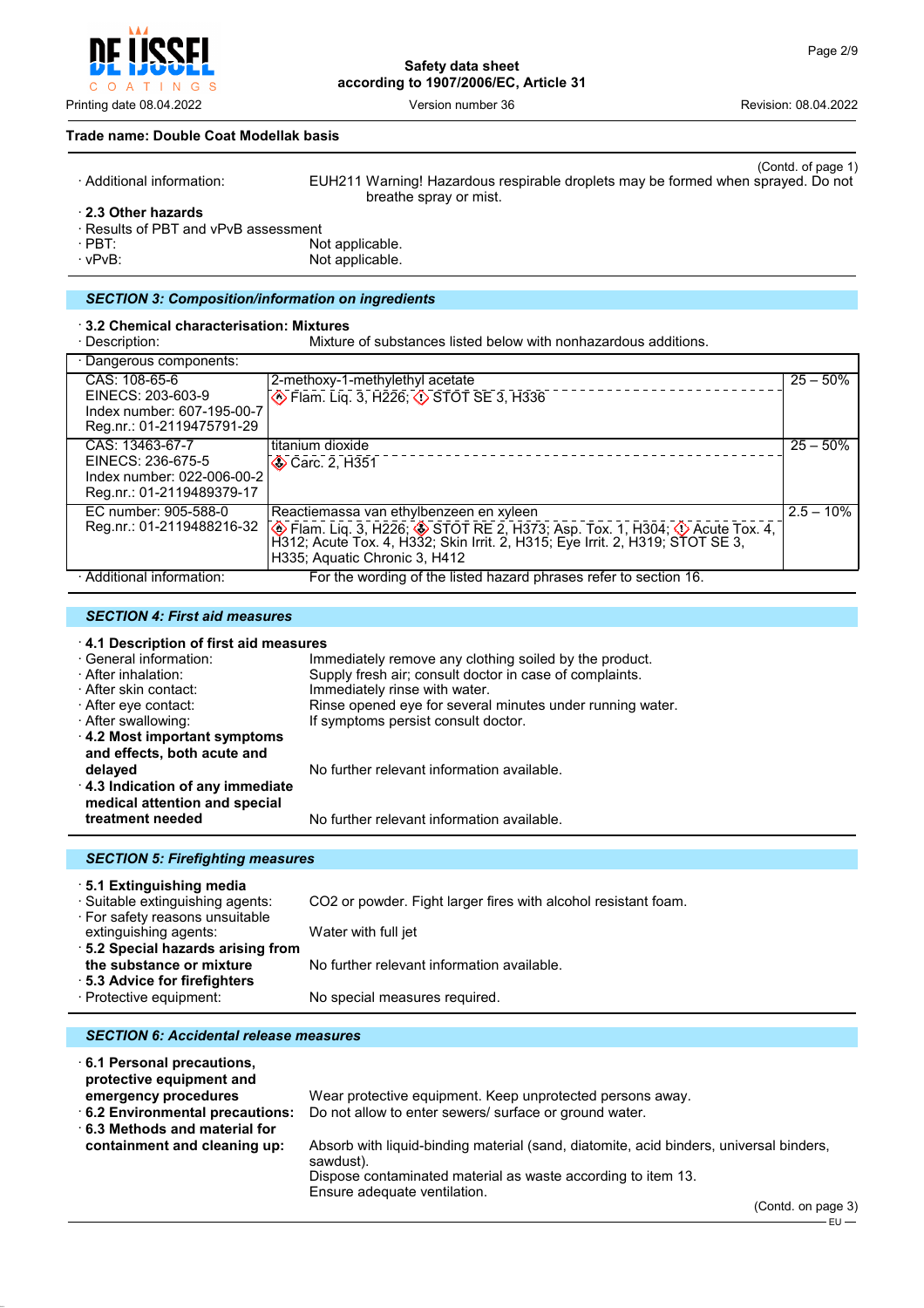Trade name: Double Coat Modellak basis

(Contd. of page 1)

· Additional information: EUH211 Warning! Hazardous respirable droplets may be formed when sprayed. Do not breathe spray or mist.

· **2.3 Other hazards**
· Results of PBT and vPvB assessment
· PBT: Not applicable.
· vPvB: Not applicable.

## SECTION 3: Composition/information on ingredients

· **3.2 Chemical characterisation: Mixtures**
· Description: Mixture of substances listed below with nonhazardous additions.

| · Dangerous components: | | |
|---|---|---|
| CAS: 108-65-6<br>EINECS: 203-603-9<br>Index number: 607-195-00-7<br>Reg.nr.: 01-2119475791-29 | 2-methoxy-1-methylethyl acetate<br>Flam. Liq. 3, H226; STOT SE 3, H336 | 25 – 50% |
| CAS: 13463-67-7<br>EINECS: 236-675-5<br>Index number: 022-006-00-2<br>Reg.nr.: 01-2119489379-17 | titanium dioxide<br>Carc. 2, H351 | 25 – 50% |
| EC number: 905-588-0<br>Reg.nr.: 01-2119488216-32 | Reactiemassa van ethylbenzeen en xyleen<br>Flam. Liq. 3, H226; STOT RE 2, H373; Asp. Tox. 1, H304; Acute Tox. 4, H312; Acute Tox. 4, H332; Skin Irrit. 2, H315; Eye Irrit. 2, H319; STOT SE 3, H335; Aquatic Chronic 3, H412 | 2.5 – 10% |

· Additional information: For the wording of the listed hazard phrases refer to section 16.

## SECTION 4: First aid measures

· **4.1 Description of first aid measures**
· General information: Immediately remove any clothing soiled by the product.
· After inhalation: Supply fresh air; consult doctor in case of complaints.
· After skin contact: Immediately rinse with water.
· After eye contact: Rinse opened eye for several minutes under running water.
· After swallowing: If symptoms persist consult doctor.
· **4.2 Most important symptoms and effects, both acute and delayed** No further relevant information available.
· **4.3 Indication of any immediate medical attention and special treatment needed** No further relevant information available.

## SECTION 5: Firefighting measures

· **5.1 Extinguishing media**
· Suitable extinguishing agents: CO2 or powder. Fight larger fires with alcohol resistant foam.
· For safety reasons unsuitable extinguishing agents: Water with full jet
· **5.2 Special hazards arising from the substance or mixture** No further relevant information available.
· **5.3 Advice for firefighters**
· Protective equipment: No special measures required.

## SECTION 6: Accidental release measures

· **6.1 Personal precautions, protective equipment and emergency procedures** Wear protective equipment. Keep unprotected persons away.
· **6.2 Environmental precautions:** Do not allow to enter sewers/ surface or ground water.
· **6.3 Methods and material for containment and cleaning up:** Absorb with liquid-binding material (sand, diatomite, acid binders, universal binders, sawdust).
Dispose contaminated material as waste according to item 13.
Ensure adequate ventilation.

(Contd. on page 3)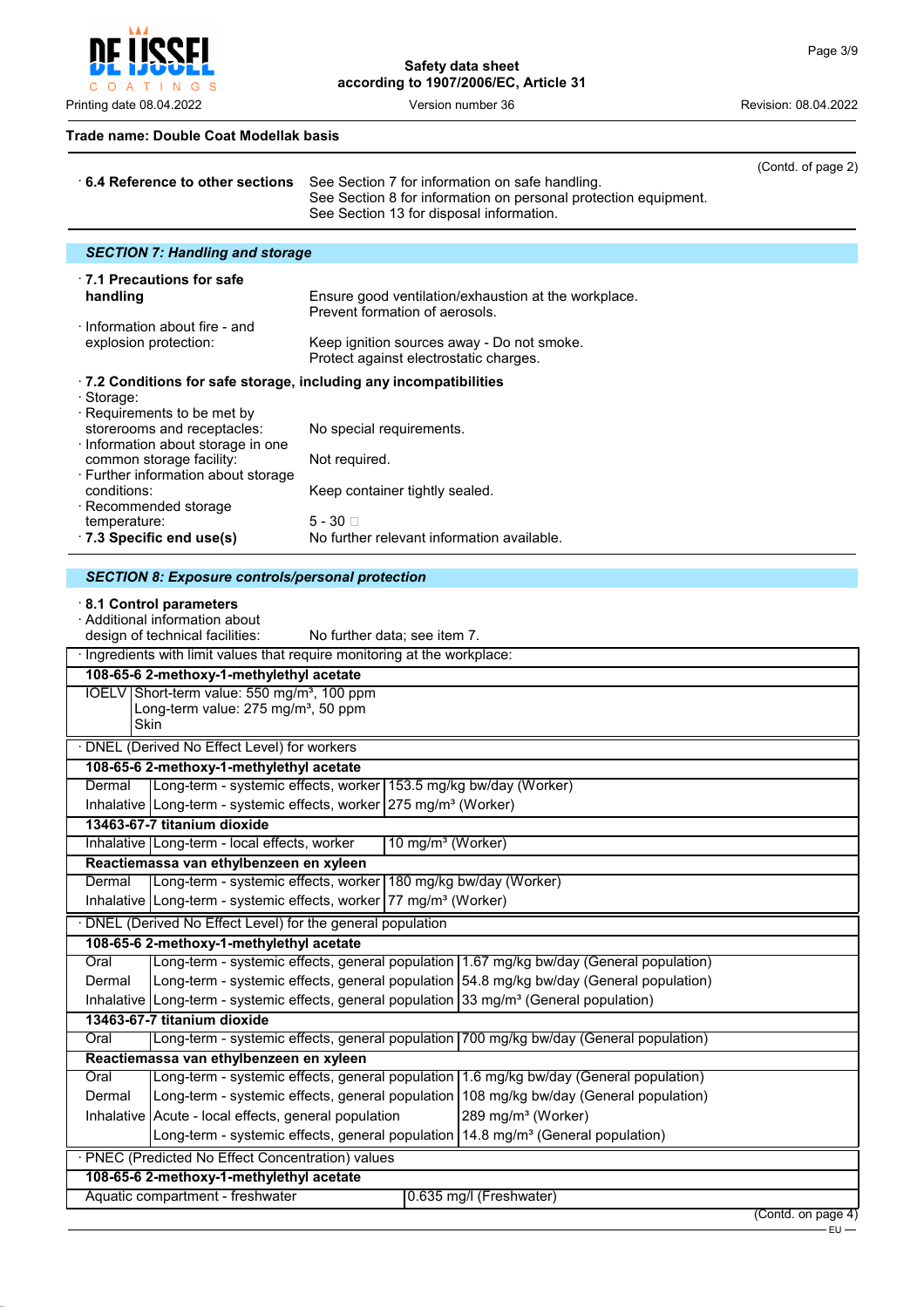**Trade name: Double Coat Modellak basis**

(Contd. of page 2)

· **6.4 Reference to other sections** See Section 7 for information on safe handling.
See Section 8 for information on personal protection equipment.
See Section 13 for disposal information.

## *SECTION 7: Handling and storage*

· **7.1 Precautions for safe handling** Ensure good ventilation/exhaustion at the workplace.
Prevent formation of aerosols.

· Information about fire - and explosion protection: Keep ignition sources away - Do not smoke.
Protect against electrostatic charges.

· **7.2 Conditions for safe storage, including any incompatibilities**

· Storage:
· Requirements to be met by storerooms and receptacles: No special requirements.
· Information about storage in one common storage facility: Not required.
· Further information about storage conditions: Keep container tightly sealed.
· Recommended storage temperature: 5 - 30 □

· **7.3 Specific end use(s)** No further relevant information available.

## *SECTION 8: Exposure controls/personal protection*

· **8.1 Control parameters**
· Additional information about design of technical facilities: No further data; see item 7.

· Ingredients with limit values that require monitoring at the workplace:

| **108-65-6 2-methoxy-1-methylethyl acetate** | |
|---|---|
| IOELV | Short-term value: 550 mg/m³, 100 ppm<br>Long-term value: 275 mg/m³, 50 ppm<br>Skin |

· DNEL (Derived No Effect Level) for workers

| **108-65-6 2-methoxy-1-methylethyl acetate** | | |
|---|---|---|
| Dermal | Long-term - systemic effects, worker | 153.5 mg/kg bw/day (Worker) |
| Inhalative | Long-term - systemic effects, worker | 275 mg/m³ (Worker) |
| **13463-67-7 titanium dioxide** | | |
| Inhalative | Long-term - local effects, worker | 10 mg/m³ (Worker) |
| **Reactiemassa van ethylbenzeen en xyleen** | | |
| Dermal | Long-term - systemic effects, worker | 180 mg/kg bw/day (Worker) |
| Inhalative | Long-term - systemic effects, worker | 77 mg/m³ (Worker) |

· DNEL (Derived No Effect Level) for the general population

| **108-65-6 2-methoxy-1-methylethyl acetate** | | |
|---|---|---|
| Oral | Long-term - systemic effects, general population | 1.67 mg/kg bw/day (General population) |
| Dermal | Long-term - systemic effects, general population | 54.8 mg/kg bw/day (General population) |
| Inhalative | Long-term - systemic effects, general population | 33 mg/m³ (General population) |
| **13463-67-7 titanium dioxide** | | |
| Oral | Long-term - systemic effects, general population | 700 mg/kg bw/day (General population) |
| **Reactiemassa van ethylbenzeen en xyleen** | | |
| Oral | Long-term - systemic effects, general population | 1.6 mg/kg bw/day (General population) |
| Dermal | Long-term - systemic effects, general population | 108 mg/kg bw/day (General population) |
| Inhalative | Acute - local effects, general population | 289 mg/m³ (Worker) |
| | Long-term - systemic effects, general population | 14.8 mg/m³ (General population) |

· PNEC (Predicted No Effect Concentration) values

| **108-65-6 2-methoxy-1-methylethyl acetate** | |
|---|---|
| Aquatic compartment - freshwater | 0.635 mg/l (Freshwater) |

(Contd. on page 4)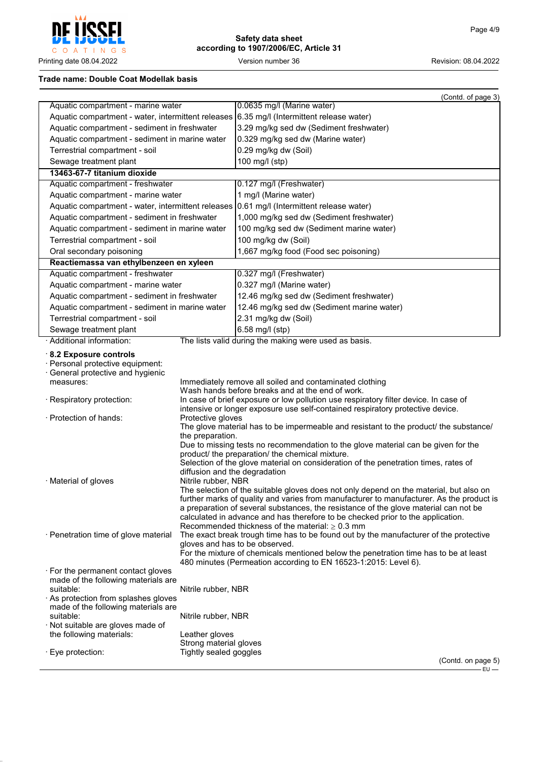**Trade name: Double Coat Modellak basis**

(Contd. of page 3)

| | |
|---|---|
| Aquatic compartment - marine water | 0.0635 mg/l (Marine water) |
| Aquatic compartment - water, intermittent releases | 6.35 mg/l (Intermittent release water) |
| Aquatic compartment - sediment in freshwater | 3.29 mg/kg sed dw (Sediment freshwater) |
| Aquatic compartment - sediment in marine water | 0.329 mg/kg sed dw (Marine water) |
| Terrestrial compartment - soil | 0.29 mg/kg dw (Soil) |
| Sewage treatment plant | 100 mg/l (stp) |
| **13463-67-7 titanium dioxide** | |
| Aquatic compartment - freshwater | 0.127 mg/l (Freshwater) |
| Aquatic compartment - marine water | 1 mg/l (Marine water) |
| Aquatic compartment - water, intermittent releases | 0.61 mg/l (Intermittent release water) |
| Aquatic compartment - sediment in freshwater | 1,000 mg/kg sed dw (Sediment freshwater) |
| Aquatic compartment - sediment in marine water | 100 mg/kg sed dw (Sediment marine water) |
| Terrestrial compartment - soil | 100 mg/kg dw (Soil) |
| Oral secondary poisoning | 1,667 mg/kg food (Food sec poisoning) |
| **Reactiemassa van ethylbenzeen en xyleen** | |
| Aquatic compartment - freshwater | 0.327 mg/l (Freshwater) |
| Aquatic compartment - marine water | 0.327 mg/l (Marine water) |
| Aquatic compartment - sediment in freshwater | 12.46 mg/kg sed dw (Sediment freshwater) |
| Aquatic compartment - sediment in marine water | 12.46 mg/kg sed dw (Sediment marine water) |
| Terrestrial compartment - soil | 2.31 mg/kg dw (Soil) |
| Sewage treatment plant | 6.58 mg/l (stp) |

· Additional information: The lists valid during the making were used as basis.

· **8.2 Exposure controls**

· Personal protective equipment:

· General protective and hygienic measures: Immediately remove all soiled and contaminated clothing
Wash hands before breaks and at the end of work.

· Respiratory protection: In case of brief exposure or low pollution use respiratory filter device. In case of intensive or longer exposure use self-contained respiratory protective device.

· Protection of hands: Protective gloves
The glove material has to be impermeable and resistant to the product/ the substance/ the preparation.
Due to missing tests no recommendation to the glove material can be given for the product/ the preparation/ the chemical mixture.
Selection of the glove material on consideration of the penetration times, rates of diffusion and the degradation

· Material of gloves: Nitrile rubber, NBR
The selection of the suitable gloves does not only depend on the material, but also on further marks of quality and varies from manufacturer to manufacturer. As the product is a preparation of several substances, the resistance of the glove material can not be calculated in advance and has therefore to be checked prior to the application.
Recommended thickness of the material: $\geq$ 0.3 mm

· Penetration time of glove material: The exact break trough time has to be found out by the manufacturer of the protective gloves and has to be observed.
For the mixture of chemicals mentioned below the penetration time has to be at least 480 minutes (Permeation according to EN 16523-1:2015: Level 6).

· For the permanent contact gloves made of the following materials are suitable: Nitrile rubber, NBR

· As protection from splashes gloves made of the following materials are suitable: Nitrile rubber, NBR

· Not suitable are gloves made of the following materials: Leather gloves
Strong material gloves

· Eye protection: Tightly sealed goggles

(Contd. on page 5)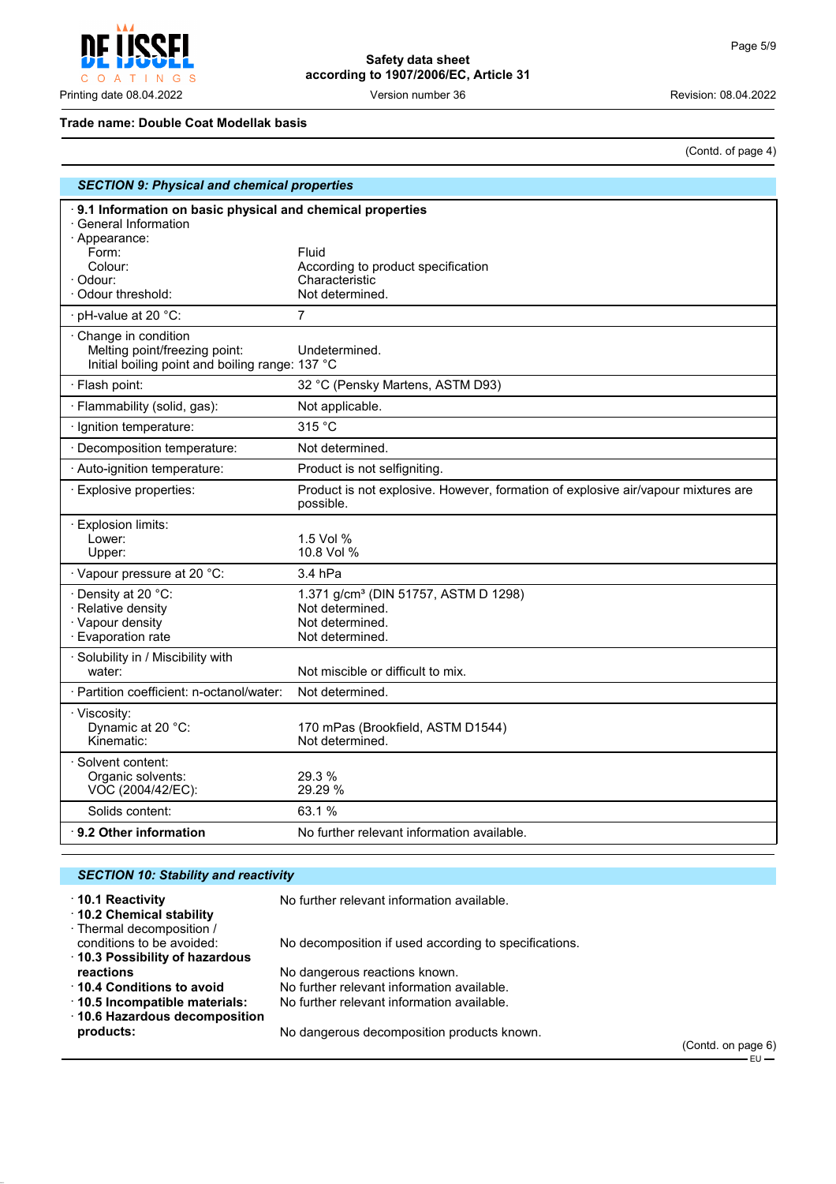Trade name: Double Coat Modellak basis

(Contd. of page 4)

## SECTION 9: Physical and chemical properties

| | |
|---|---|
| **· 9.1 Information on basic physical and chemical properties** | |
| · General Information | |
| · Appearance: | |
| Form: | Fluid |
| Colour: | According to product specification |
| · Odour: | Characteristic |
| · Odour threshold: | Not determined. |
| · pH-value at 20 °C: | 7 |
| · Change in condition | |
| Melting point/freezing point: | Undetermined. |
| Initial boiling point and boiling range: | 137 °C |
| · Flash point: | 32 °C (Pensky Martens, ASTM D93) |
| · Flammability (solid, gas): | Not applicable. |
| · Ignition temperature: | 315 °C |
| · Decomposition temperature: | Not determined. |
| · Auto-ignition temperature: | Product is not selfigniting. |
| · Explosive properties: | Product is not explosive. However, formation of explosive air/vapour mixtures are possible. |
| · Explosion limits: | |
| Lower: | 1.5 Vol % |
| Upper: | 10.8 Vol % |
| · Vapour pressure at 20 °C: | 3.4 hPa |
| · Density at 20 °C: | 1.371 g/cm³ (DIN 51757, ASTM D 1298) |
| · Relative density | Not determined. |
| · Vapour density | Not determined. |
| · Evaporation rate | Not determined. |
| · Solubility in / Miscibility with | |
| water: | Not miscible or difficult to mix. |
| · Partition coefficient: n-octanol/water: | Not determined. |
| · Viscosity: | |
| Dynamic at 20 °C: | 170 mPas (Brookfield, ASTM D1544) |
| Kinematic: | Not determined. |
| · Solvent content: | |
| Organic solvents: | 29.3 % |
| VOC (2004/42/EC): | 29.29 % |
| Solids content: | 63.1 % |
| **· 9.2 Other information** | No further relevant information available. |

## SECTION 10: Stability and reactivity

- **· 10.1 Reactivity** No further relevant information available.
- **· 10.2 Chemical stability**
- · Thermal decomposition / conditions to be avoided: No decomposition if used according to specifications.
- **· 10.3 Possibility of hazardous reactions** No dangerous reactions known.
- **· 10.4 Conditions to avoid** No further relevant information available.
- **· 10.5 Incompatible materials:** No further relevant information available.
- **· 10.6 Hazardous decomposition products:** No dangerous decomposition products known.

(Contd. on page 6)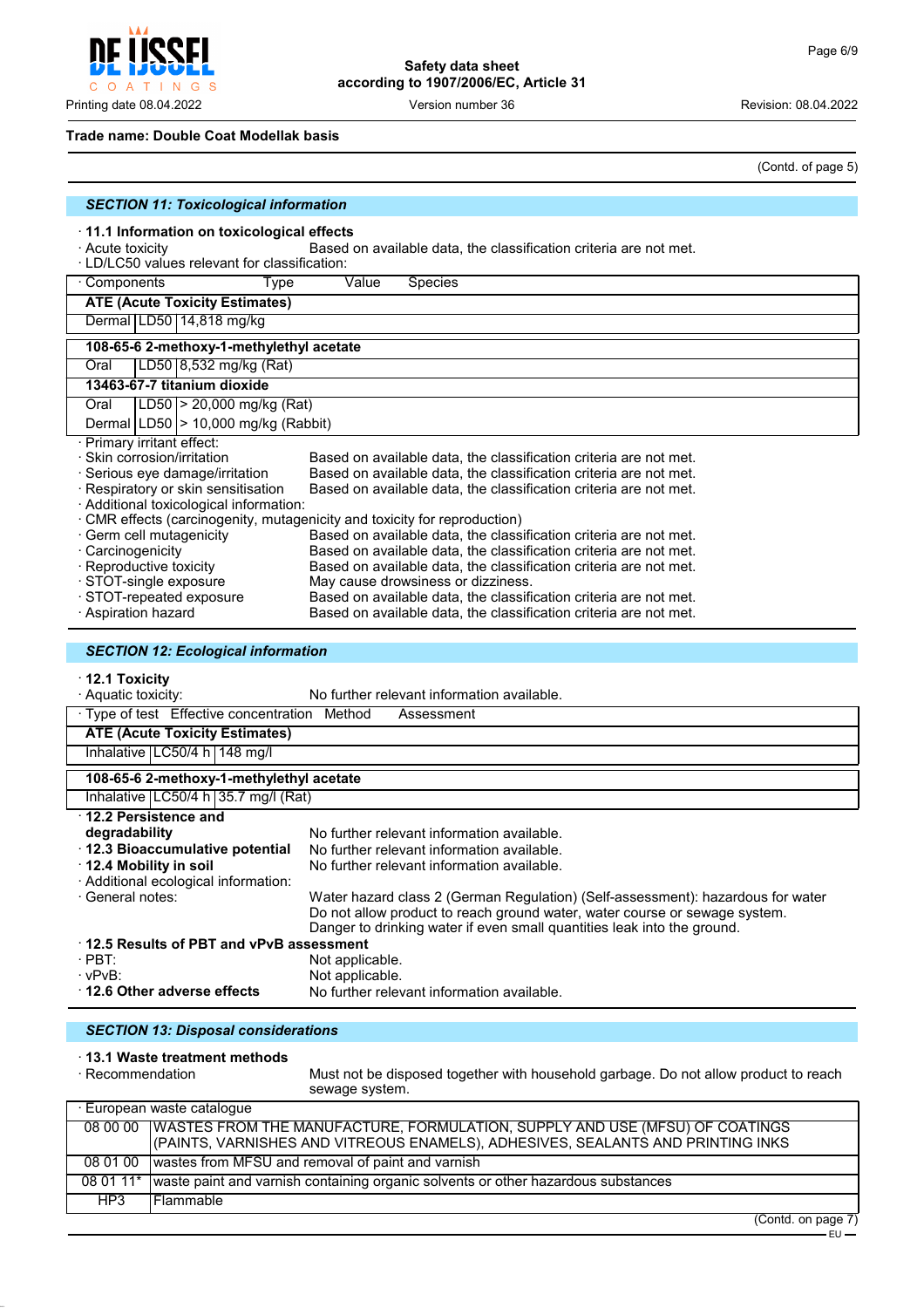Trade name: Double Coat Modellak basis

(Contd. of page 5)

## SECTION 11: Toxicological information

· **11.1 Information on toxicological effects**

· Acute toxicity Based on available data, the classification criteria are not met.

· LD/LC50 values relevant for classification:

| · Components | Type | Value | Species |
|---|---|---|---|
| **ATE (Acute Toxicity Estimates)** | | | |
| Dermal | LD50 | 14,818 mg/kg | |
| **108-65-6 2-methoxy-1-methylethyl acetate** | | | |
| Oral | LD50 | 8,532 mg/kg (Rat) | |
| **13463-67-7 titanium dioxide** | | | |
| Oral | LD50 | > 20,000 mg/kg (Rat) | |
| Dermal | LD50 | > 10,000 mg/kg (Rabbit) | |

· Primary irritant effect:

· Skin corrosion/irritation Based on available data, the classification criteria are not met.

· Serious eye damage/irritation Based on available data, the classification criteria are not met.

· Respiratory or skin sensitisation Based on available data, the classification criteria are not met.

· Additional toxicological information:

· CMR effects (carcinogenity, mutagenicity and toxicity for reproduction)

· Germ cell mutagenicity Based on available data, the classification criteria are not met.

· Carcinogenicity Based on available data, the classification criteria are not met.

· Reproductive toxicity Based on available data, the classification criteria are not met.

· STOT-single exposure May cause drowsiness or dizziness.

· STOT-repeated exposure Based on available data, the classification criteria are not met.

· Aspiration hazard Based on available data, the classification criteria are not met.

## SECTION 12: Ecological information

· **12.1 Toxicity**

· Aquatic toxicity: No further relevant information available.

| · Type of test | Effective concentration | Method | Assessment |
|---|---|---|---|
| **ATE (Acute Toxicity Estimates)** | | | |
| Inhalative | LC50/4 h | 148 mg/l | |
| **108-65-6 2-methoxy-1-methylethyl acetate** | | | |
| Inhalative | LC50/4 h | 35.7 mg/l (Rat) | |

· **12.2 Persistence and degradability** No further relevant information available.

· **12.3 Bioaccumulative potential** No further relevant information available.

· **12.4 Mobility in soil** No further relevant information available.

· Additional ecological information:

· General notes: Water hazard class 2 (German Regulation) (Self-assessment): hazardous for water
Do not allow product to reach ground water, water course or sewage system.
Danger to drinking water if even small quantities leak into the ground.

· **12.5 Results of PBT and vPvB assessment**

· PBT: Not applicable.

· vPvB: Not applicable.

· **12.6 Other adverse effects** No further relevant information available.

## SECTION 13: Disposal considerations

· **13.1 Waste treatment methods**

· Recommendation Must not be disposed together with household garbage. Do not allow product to reach sewage system.

| · European waste catalogue | |
|---|---|
| 08 00 00 | WASTES FROM THE MANUFACTURE, FORMULATION, SUPPLY AND USE (MFSU) OF COATINGS (PAINTS, VARNISHES AND VITREOUS ENAMELS), ADHESIVES, SEALANTS AND PRINTING INKS |
| 08 01 00 | wastes from MFSU and removal of paint and varnish |
| 08 01 11* | waste paint and varnish containing organic solvents or other hazardous substances |
| HP3 | Flammable |

(Contd. on page 7)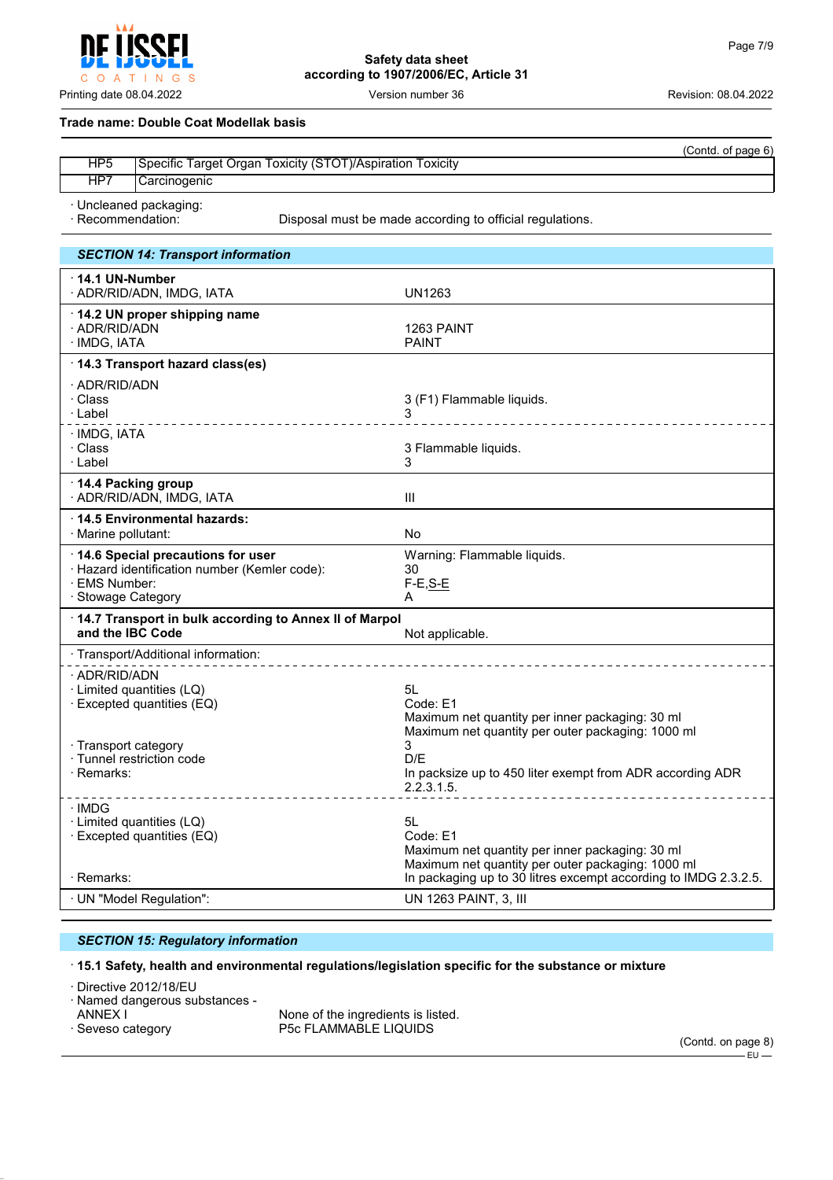**Trade name: Double Coat Modellak basis**

(Contd. of page 6)

| | |
|---|---|
| HP5 | Specific Target Organ Toxicity (STOT)/Aspiration Toxicity |
| HP7 | Carcinogenic |

· Uncleaned packaging:
· Recommendation: Disposal must be made according to official regulations.

## SECTION 14: Transport information

| | |
|---|---|
| · **14.1 UN-Number** | |
| · ADR/RID/ADN, IMDG, IATA | UN1263 |
| · **14.2 UN proper shipping name** | |
| · ADR/RID/ADN | 1263 PAINT |
| · IMDG, IATA | PAINT |
| · **14.3 Transport hazard class(es)** | |
| · ADR/RID/ADN | |
| · Class | 3 (F1) Flammable liquids. |
| · Label | 3 |
| · IMDG, IATA | |
| · Class | 3 Flammable liquids. |
| · Label | 3 |
| · **14.4 Packing group** | |
| · ADR/RID/ADN, IMDG, IATA | III |
| · **14.5 Environmental hazards:** | |
| · Marine pollutant: | No |
| · **14.6 Special precautions for user** | Warning: Flammable liquids. |
| · Hazard identification number (Kemler code): | 30 |
| · EMS Number: | F-E,S-E |
| · Stowage Category | A |
| · **14.7 Transport in bulk according to Annex II of Marpol and the IBC Code** | Not applicable. |
| · Transport/Additional information: | |
| · ADR/RID/ADN | |
| · Limited quantities (LQ) | 5L |
| · Excepted quantities (EQ) | Code: E1<br>Maximum net quantity per inner packaging: 30 ml<br>Maximum net quantity per outer packaging: 1000 ml |
| · Transport category | 3 |
| · Tunnel restriction code | D/E |
| · Remarks: | In packsize up to 450 liter exempt from ADR according ADR 2.2.3.1.5. |
| · IMDG | |
| · Limited quantities (LQ) | 5L |
| · Excepted quantities (EQ) | Code: E1<br>Maximum net quantity per inner packaging: 30 ml<br>Maximum net quantity per outer packaging: 1000 ml |
| · Remarks: | In packaging up to 30 litres exempt according to IMDG 2.3.2.5. |
| · UN "Model Regulation": | UN 1263 PAINT, 3, III |

## SECTION 15: Regulatory information

· **15.1 Safety, health and environmental regulations/legislation specific for the substance or mixture**

· Directive 2012/18/EU
· Named dangerous substances - ANNEX I: None of the ingredients is listed.
· Seveso category: P5c FLAMMABLE LIQUIDS

(Contd. on page 8)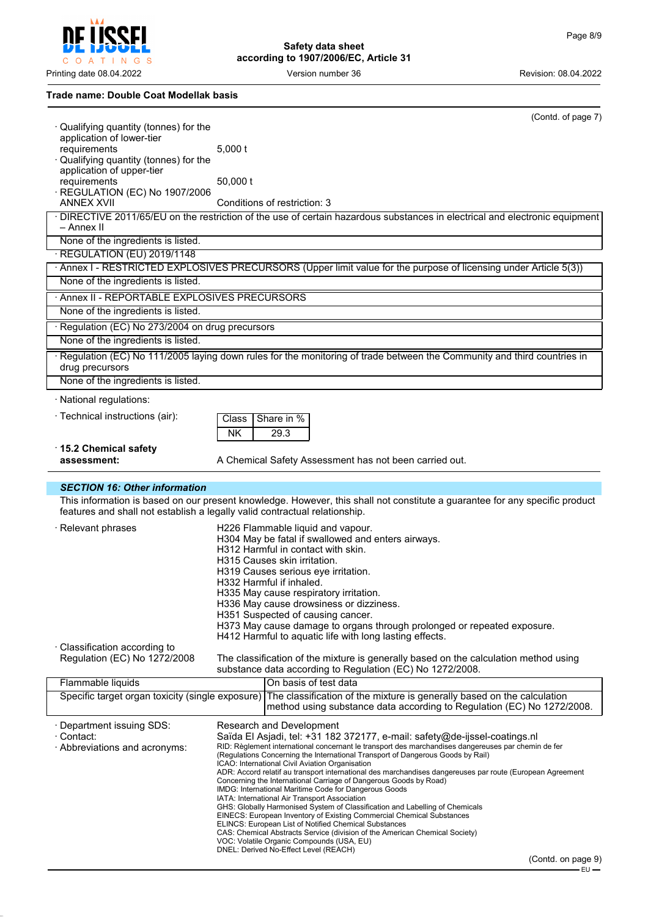(Contd. of page 7)

· Qualifying quantity (tonnes) for the application of lower-tier requirements 5,000 t

· Qualifying quantity (tonnes) for the application of upper-tier requirements 50,000 t

· REGULATION (EC) No 1907/2006 ANNEX XVII Conditions of restriction: 3

| · DIRECTIVE 2011/65/EU on the restriction of the use of certain hazardous substances in electrical and electronic equipment – Annex II |
|---|
| None of the ingredients is listed. |

· REGULATION (EU) 2019/1148

| · Annex I - RESTRICTED EXPLOSIVES PRECURSORS (Upper limit value for the purpose of licensing under Article 5(3)) |
|---|
| None of the ingredients is listed. |

| · Annex II - REPORTABLE EXPLOSIVES PRECURSORS |
|---|
| None of the ingredients is listed. |

| · Regulation (EC) No 273/2004 on drug precursors |
|---|
| None of the ingredients is listed. |

| · Regulation (EC) No 111/2005 laying down rules for the monitoring of trade between the Community and third countries in drug precursors |
|---|
| None of the ingredients is listed. |

· National regulations:

· Technical instructions (air):

| Class | Share in % |
|---|---|
| NK | 29.3 |

· **15.2 Chemical safety assessment:** A Chemical Safety Assessment has not been carried out.

## *SECTION 16: Other information*

This information is based on our present knowledge. However, this shall not constitute a guarantee for any specific product features and shall not establish a legally valid contractual relationship.

· Relevant phrases

H226 Flammable liquid and vapour.
H304 May be fatal if swallowed and enters airways.
H312 Harmful in contact with skin.
H315 Causes skin irritation.
H319 Causes serious eye irritation.
H332 Harmful if inhaled.
H335 May cause respiratory irritation.
H336 May cause drowsiness or dizziness.
H351 Suspected of causing cancer.
H373 May cause damage to organs through prolonged or repeated exposure.
H412 Harmful to aquatic life with long lasting effects.

· Classification according to Regulation (EC) No 1272/2008

The classification of the mixture is generally based on the calculation method using substance data according to Regulation (EC) No 1272/2008.

| Flammable liquids | On basis of test data |
|---|---|
| Specific target organ toxicity (single exposure) | The classification of the mixture is generally based on the calculation method using substance data according to Regulation (EC) No 1272/2008. |

· Department issuing SDS: Research and Development

· Contact: Saïda El Asjadi, tel: +31 182 372177, e-mail: safety@de-ijssel-coatings.nl

· Abbreviations and acronyms:

RID: Règlement international concernant le transport des marchandises dangereuses par chemin de fer (Regulations Concerning the International Transport of Dangerous Goods by Rail)
ICAO: International Civil Aviation Organisation
ADR: Accord relatif au transport international des marchandises dangereuses par route (European Agreement Concerning the International Carriage of Dangerous Goods by Road)
IMDG: International Maritime Code for Dangerous Goods
IATA: International Air Transport Association
GHS: Globally Harmonised System of Classification and Labelling of Chemicals
EINECS: European Inventory of Existing Commercial Chemical Substances
ELINCS: European List of Notified Chemical Substances
CAS: Chemical Abstracts Service (division of the American Chemical Society)
VOC: Volatile Organic Compounds (USA, EU)
DNEL: Derived No-Effect Level (REACH)

(Contd. on page 9)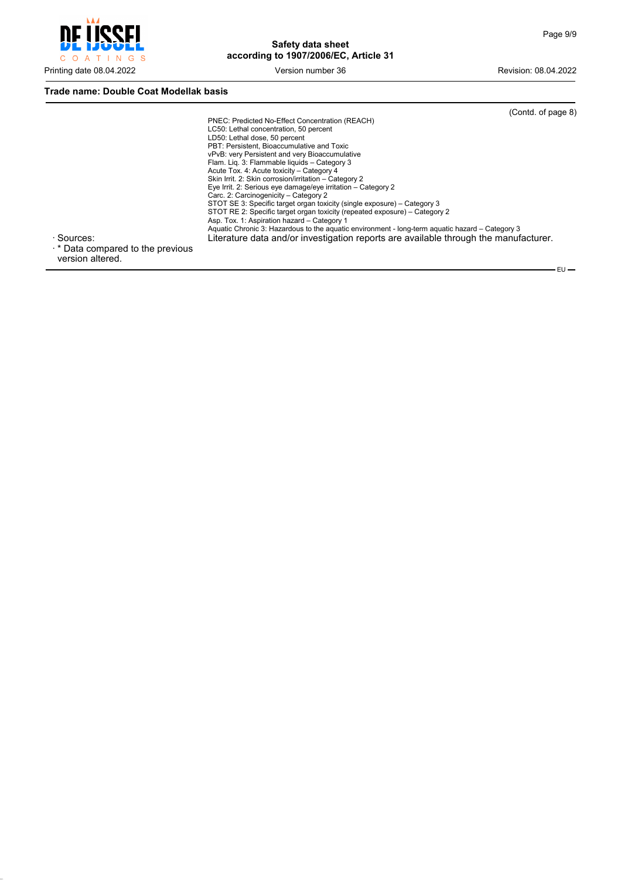**Trade name: Double Coat Modellak basis**

(Contd. of page 8)

PNEC: Predicted No-Effect Concentration (REACH)
LC50: Lethal concentration, 50 percent
LD50: Lethal dose, 50 percent
PBT: Persistent, Bioaccumulative and Toxic
vPvB: very Persistent and very Bioaccumulative
Flam. Liq. 3: Flammable liquids – Category 3
Acute Tox. 4: Acute toxicity – Category 4
Skin Irrit. 2: Skin corrosion/irritation – Category 2
Eye Irrit. 2: Serious eye damage/eye irritation – Category 2
Carc. 2: Carcinogenicity – Category 2
STOT SE 3: Specific target organ toxicity (single exposure) – Category 3
STOT RE 2: Specific target organ toxicity (repeated exposure) – Category 2
Asp. Tox. 1: Aspiration hazard – Category 1
Aquatic Chronic 3: Hazardous to the aquatic environment - long-term aquatic hazard – Category 3

· Sources: Literature data and/or investigation reports are available through the manufacturer.

· * Data compared to the previous version altered.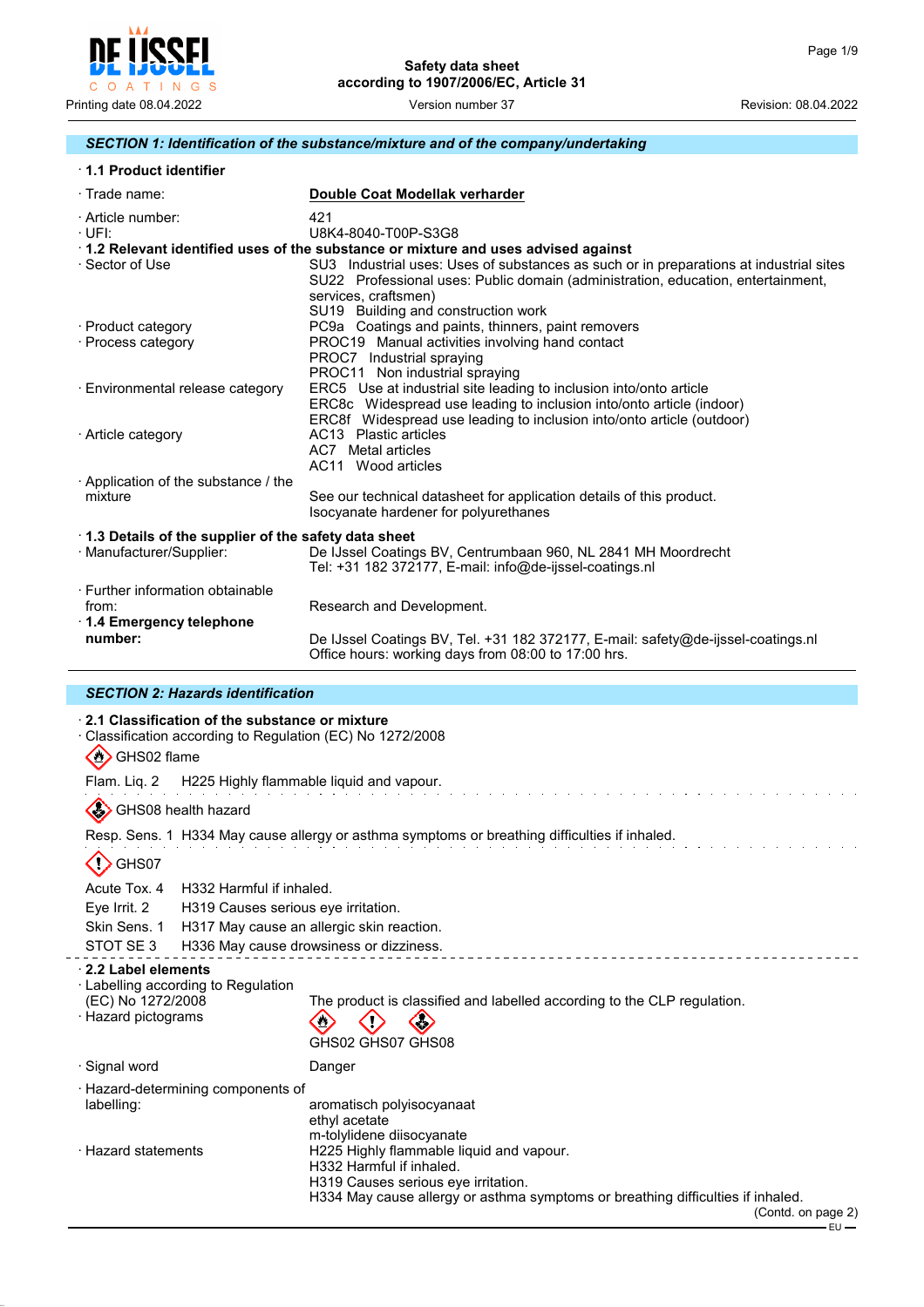Safety data sheet
according to 1907/2006/EC, Article 31

Printing date 08.04.2022 Version number 37 Revision: 08.04.2022

## SECTION 1: Identification of the substance/mixture and of the company/undertaking

### · 1.1 Product identifier

- · Trade name: **Double Coat Modellak verharder**
- · Article number: 421
- · UFI: U8K4-8040-T00P-S3G8

### · 1.2 Relevant identified uses of the substance or mixture and uses advised against

- · Sector of Use
  - SU3 Industrial uses: Uses of substances as such or in preparations at industrial sites
  - SU22 Professional uses: Public domain (administration, education, entertainment, services, craftsmen)
  - SU19 Building and construction work
- · Product category
  - PC9a Coatings and paints, thinners, paint removers
- · Process category
  - PROC19 Manual activities involving hand contact
  - PROC7 Industrial spraying
  - PROC11 Non industrial spraying
- · Environmental release category
  - ERC5 Use at industrial site leading to inclusion into/onto article
  - ERC8c Widespread use leading to inclusion into/onto article (indoor)
  - ERC8f Widespread use leading to inclusion into/onto article (outdoor)
- · Article category
  - AC13 Plastic articles
  - AC7 Metal articles
  - AC11 Wood articles
- · Application of the substance / the mixture: See our technical datasheet for application details of this product. Isocyanate hardener for polyurethanes

### · 1.3 Details of the supplier of the safety data sheet

- · Manufacturer/Supplier: De IJssel Coatings BV, Centrumbaan 960, NL 2841 MH Moordrecht
  Tel: +31 182 372177, E-mail: info@de-ijssel-coatings.nl
- · Further information obtainable from: Research and Development.

### · 1.4 Emergency telephone number:

De IJssel Coatings BV, Tel. +31 182 372177, E-mail: safety@de-ijssel-coatings.nl
Office hours: working days from 08:00 to 17:00 hrs.

## SECTION 2: Hazards identification

### · 2.1 Classification of the substance or mixture

· Classification according to Regulation (EC) No 1272/2008

GHS02 flame

Flam. Liq. 2 H225 Highly flammable liquid and vapour.

GHS08 health hazard

Resp. Sens. 1 H334 May cause allergy or asthma symptoms or breathing difficulties if inhaled.

GHS07

- Acute Tox. 4 H332 Harmful if inhaled.
- Eye Irrit. 2 H319 Causes serious eye irritation.
- Skin Sens. 1 H317 May cause an allergic skin reaction.
- STOT SE 3 H336 May cause drowsiness or dizziness.

### · 2.2 Label elements

- · Labelling according to Regulation (EC) No 1272/2008: The product is classified and labelled according to the CLP regulation.
- · Hazard pictograms: GHS02 GHS07 GHS08
- · Signal word: Danger
- · Hazard-determining components of labelling:
  - aromatisch polyisocyanaat
  - ethyl acetate
  - m-tolylidene diisocyanate
- · Hazard statements
  - H225 Highly flammable liquid and vapour.
  - H332 Harmful if inhaled.
  - H319 Causes serious eye irritation.
  - H334 May cause allergy or asthma symptoms or breathing difficulties if inhaled.

(Contd. on page 2)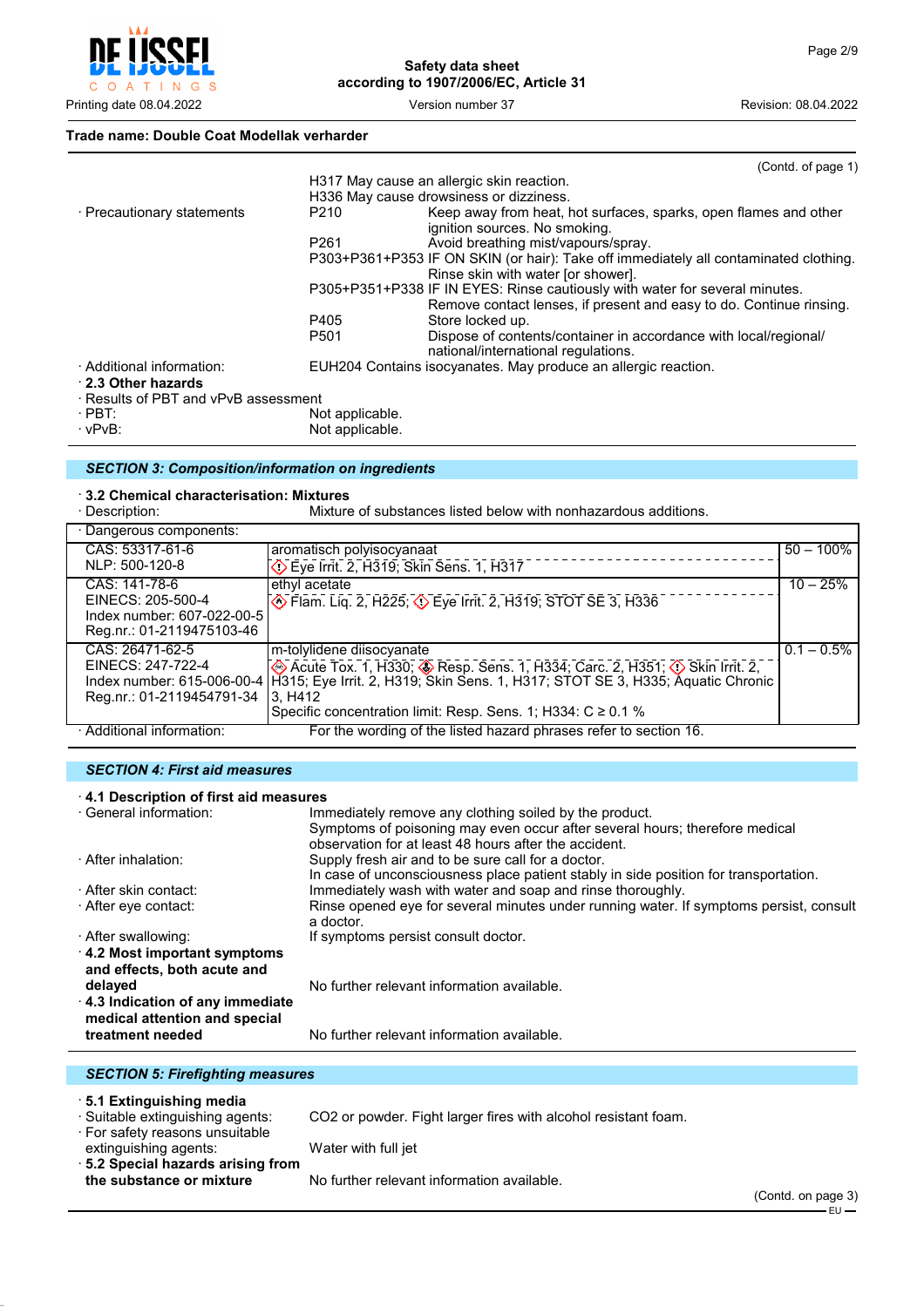**Trade name: Double Coat Modellak verharder**

(Contd. of page 1)

H317 May cause an allergic skin reaction.
H336 May cause drowsiness or dizziness.

· Precautionary statements

| | |
|---|---|
| P210 | Keep away from heat, hot surfaces, sparks, open flames and other ignition sources. No smoking. |
| P261 | Avoid breathing mist/vapours/spray. |
| P303+P361+P353 | IF ON SKIN (or hair): Take off immediately all contaminated clothing. Rinse skin with water [or shower]. |
| P305+P351+P338 | IF IN EYES: Rinse cautiously with water for several minutes. Remove contact lenses, if present and easy to do. Continue rinsing. |
| P405 | Store locked up. |
| P501 | Dispose of contents/container in accordance with local/regional/ national/international regulations. |

· Additional information: EUH204 Contains isocyanates. May produce an allergic reaction.

· **2.3 Other hazards**

· Results of PBT and vPvB assessment
· PBT: Not applicable.
· vPvB: Not applicable.

## SECTION 3: Composition/information on ingredients

· **3.2 Chemical characterisation: Mixtures**
· Description: Mixture of substances listed below with nonhazardous additions.

| · Dangerous components: | | |
|---|---|---|
| CAS: 53317-61-6<br>NLP: 500-120-8 | aromatisch polyisocyanaat<br>Eye Irrit. 2, H319; Skin Sens. 1, H317 | 50 – 100% |
| CAS: 141-78-6<br>EINECS: 205-500-4<br>Index number: 607-022-00-5<br>Reg.nr.: 01-2119475103-46 | ethyl acetate<br>Flam. Liq. 2, H225; Eye Irrit. 2, H319; STOT SE 3, H336 | 10 – 25% |
| CAS: 26471-62-5<br>EINECS: 247-722-4<br>Index number: 615-006-00-4<br>Reg.nr.: 01-2119454791-34 | m-tolylidene diisocyanate<br>Acute Tox. 1, H330; Resp. Sens. 1, H334; Carc. 2, H351; Skin Irrit. 2, H315; Eye Irrit. 2, H319; Skin Sens. 1, H317; STOT SE 3, H335; Aquatic Chronic 3, H412<br>Specific concentration limit: Resp. Sens. 1; H334: C ≥ 0.1 % | 0.1 – 0.5% |

· Additional information: For the wording of the listed hazard phrases refer to section 16.

## SECTION 4: First aid measures

· **4.1 Description of first aid measures**
· General information: Immediately remove any clothing soiled by the product. Symptoms of poisoning may even occur after several hours; therefore medical observation for at least 48 hours after the accident.
· After inhalation: Supply fresh air and to be sure call for a doctor. In case of unconsciousness place patient stably in side position for transportation.
· After skin contact: Immediately wash with water and soap and rinse thoroughly.
· After eye contact: Rinse opened eye for several minutes under running water. If symptoms persist, consult a doctor.
· After swallowing: If symptoms persist consult doctor.
· **4.2 Most important symptoms and effects, both acute and delayed** No further relevant information available.
· **4.3 Indication of any immediate medical attention and special treatment needed** No further relevant information available.

## SECTION 5: Firefighting measures

· **5.1 Extinguishing media**
· Suitable extinguishing agents: CO2 or powder. Fight larger fires with alcohol resistant foam.
· For safety reasons unsuitable extinguishing agents: Water with full jet
· **5.2 Special hazards arising from the substance or mixture** No further relevant information available.

(Contd. on page 3)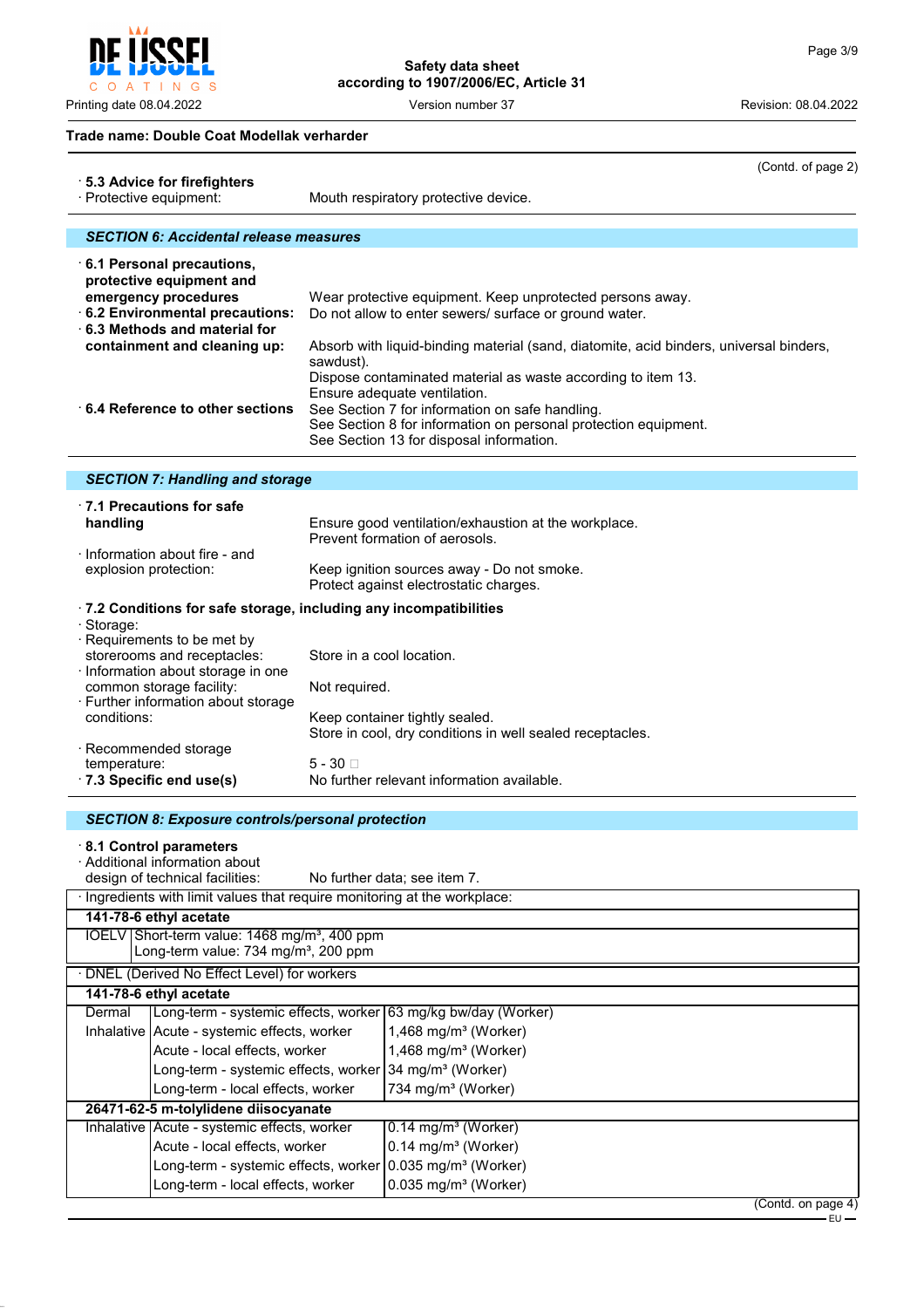Trade name: Double Coat Modellak verharder

(Contd. of page 2)

· **5.3 Advice for firefighters**
· Protective equipment: Mouth respiratory protective device.

## SECTION 6: Accidental release measures

· **6.1 Personal precautions, protective equipment and emergency procedures** Wear protective equipment. Keep unprotected persons away.
· **6.2 Environmental precautions:** Do not allow to enter sewers/ surface or ground water.
· **6.3 Methods and material for containment and cleaning up:** Absorb with liquid-binding material (sand, diatomite, acid binders, universal binders, sawdust).
Dispose contaminated material as waste according to item 13.
Ensure adequate ventilation.
· **6.4 Reference to other sections** See Section 7 for information on safe handling.
See Section 8 for information on personal protection equipment.
See Section 13 for disposal information.

## SECTION 7: Handling and storage

· **7.1 Precautions for safe handling** Ensure good ventilation/exhaustion at the workplace.
Prevent formation of aerosols.
· Information about fire - and explosion protection: Keep ignition sources away - Do not smoke.
Protect against electrostatic charges.

· **7.2 Conditions for safe storage, including any incompatibilities**
· Storage:
· Requirements to be met by storerooms and receptacles: Store in a cool location.
· Information about storage in one common storage facility: Not required.
· Further information about storage conditions: Keep container tightly sealed.
Store in cool, dry conditions in well sealed receptacles.
· Recommended storage temperature: 5 - 30 □
· **7.3 Specific end use(s)** No further relevant information available.

## SECTION 8: Exposure controls/personal protection

· **8.1 Control parameters**
· Additional information about design of technical facilities: No further data; see item 7.

| · Ingredients with limit values that require monitoring at the workplace: | |
|---|---|
| **141-78-6 ethyl acetate** | |
| IOELV | Short-term value: 1468 mg/m³, 400 ppm<br>Long-term value: 734 mg/m³, 200 ppm |

| · DNEL (Derived No Effect Level) for workers | | |
|---|---|---|
| **141-78-6 ethyl acetate** | | |
| Dermal | Long-term - systemic effects, worker | 63 mg/kg bw/day (Worker) |
| Inhalative | Acute - systemic effects, worker | 1,468 mg/m³ (Worker) |
| | Acute - local effects, worker | 1,468 mg/m³ (Worker) |
| | Long-term - systemic effects, worker | 34 mg/m³ (Worker) |
| | Long-term - local effects, worker | 734 mg/m³ (Worker) |
| **26471-62-5 m-tolylidene diisocyanate** | | |
| Inhalative | Acute - systemic effects, worker | 0.14 mg/m³ (Worker) |
| | Acute - local effects, worker | 0.14 mg/m³ (Worker) |
| | Long-term - systemic effects, worker | 0.035 mg/m³ (Worker) |
| | Long-term - local effects, worker | 0.035 mg/m³ (Worker) |

(Contd. on page 4)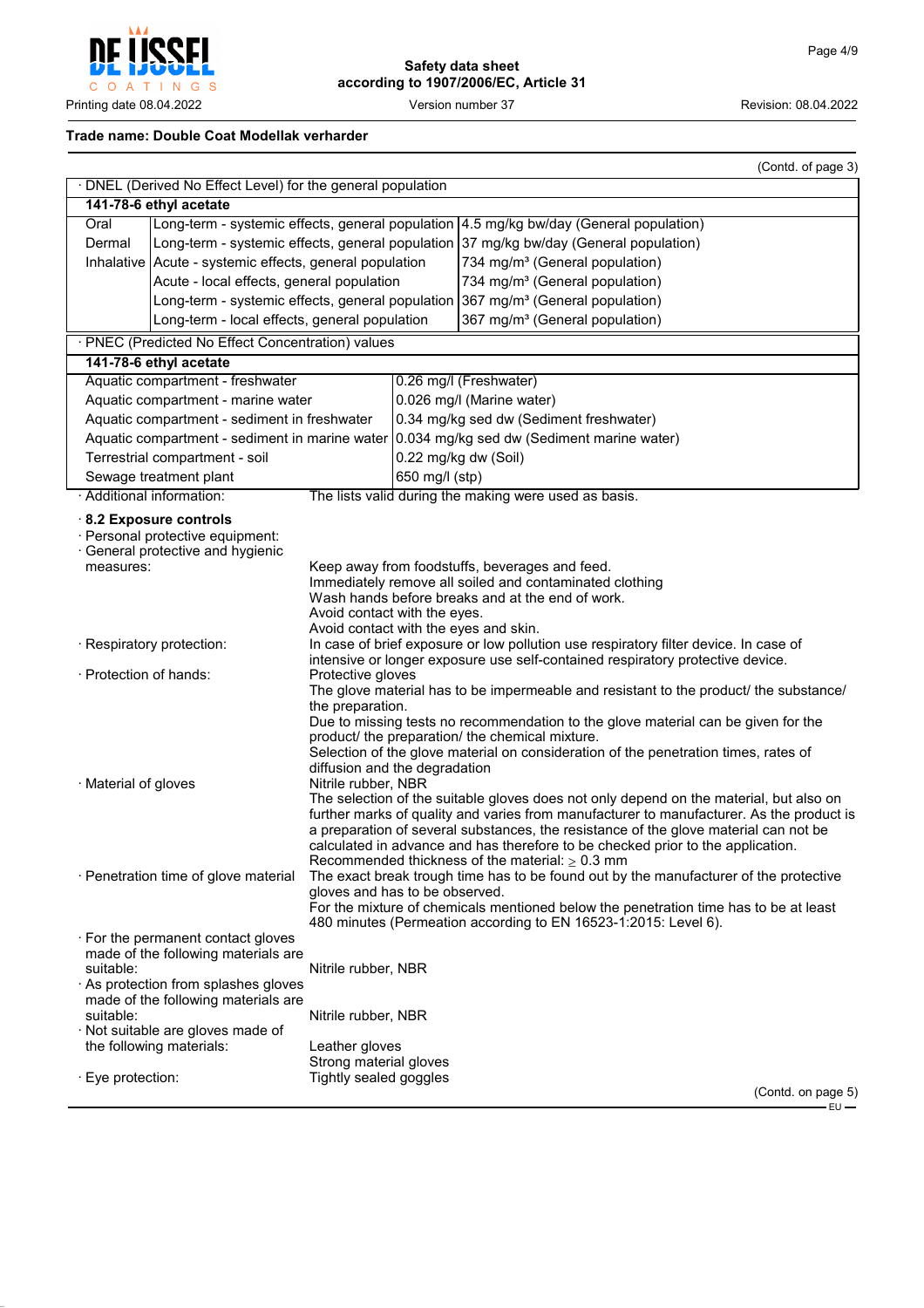**Trade name: Double Coat Modellak verharder**

(Contd. of page 3)

· DNEL (Derived No Effect Level) for the general population

| 141-78-6 ethyl acetate | | |
|---|---|---|
| Oral | Long-term - systemic effects, general population | 4.5 mg/kg bw/day (General population) |
| Dermal | Long-term - systemic effects, general population | 37 mg/kg bw/day (General population) |
| Inhalative | Acute - systemic effects, general population | 734 mg/m³ (General population) |
| | Acute - local effects, general population | 734 mg/m³ (General population) |
| | Long-term - systemic effects, general population | 367 mg/m³ (General population) |
| | Long-term - local effects, general population | 367 mg/m³ (General population) |

· PNEC (Predicted No Effect Concentration) values

| 141-78-6 ethyl acetate | |
|---|---|
| Aquatic compartment - freshwater | 0.26 mg/l (Freshwater) |
| Aquatic compartment - marine water | 0.026 mg/l (Marine water) |
| Aquatic compartment - sediment in freshwater | 0.34 mg/kg sed dw (Sediment freshwater) |
| Aquatic compartment - sediment in marine water | 0.034 mg/kg sed dw (Sediment marine water) |
| Terrestrial compartment - soil | 0.22 mg/kg dw (Soil) |
| Sewage treatment plant | 650 mg/l (stp) |

· Additional information: The lists valid during the making were used as basis.

### · 8.2 Exposure controls

· Personal protective equipment:

· General protective and hygienic measures:
Keep away from foodstuffs, beverages and feed.
Immediately remove all soiled and contaminated clothing
Wash hands before breaks and at the end of work.
Avoid contact with the eyes.
Avoid contact with the eyes and skin.

· Respiratory protection: In case of brief exposure or low pollution use respiratory filter device. In case of intensive or longer exposure use self-contained respiratory protective device.

· Protection of hands: Protective gloves
The glove material has to be impermeable and resistant to the product/ the substance/ the preparation.
Due to missing tests no recommendation to the glove material can be given for the product/ the preparation/ the chemical mixture.
Selection of the glove material on consideration of the penetration times, rates of diffusion and the degradation

· Material of gloves: Nitrile rubber, NBR
The selection of the suitable gloves does not only depend on the material, but also on further marks of quality and varies from manufacturer to manufacturer. As the product is a preparation of several substances, the resistance of the glove material can not be calculated in advance and has therefore to be checked prior to the application.
Recommended thickness of the material: ≥ 0.3 mm

· Penetration time of glove material: The exact break trough time has to be found out by the manufacturer of the protective gloves and has to be observed.
For the mixture of chemicals mentioned below the penetration time has to be at least 480 minutes (Permeation according to EN 16523-1:2015: Level 6).

· For the permanent contact gloves made of the following materials are suitable: Nitrile rubber, NBR

· As protection from splashes gloves made of the following materials are suitable: Nitrile rubber, NBR

· Not suitable are gloves made of the following materials: Leather gloves
Strong material gloves

· Eye protection: Tightly sealed goggles

(Contd. on page 5)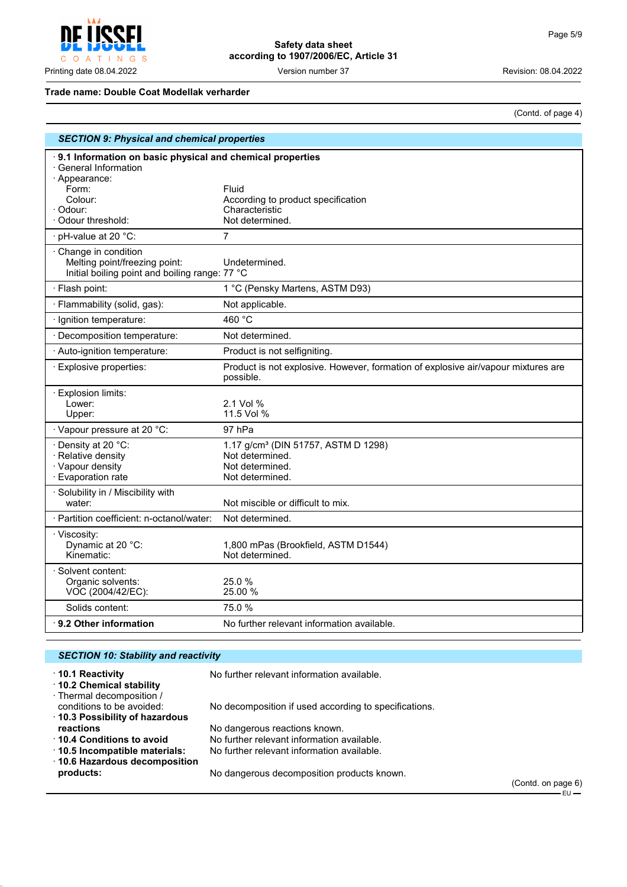Trade name: Double Coat Modellak verharder

(Contd. of page 4)

## SECTION 9: Physical and chemical properties

| · 9.1 Information on basic physical and chemical properties | |
|---|---|
| · General Information | |
| · Appearance: | |
| Form: | Fluid |
| Colour: | According to product specification |
| · Odour: | Characteristic |
| · Odour threshold: | Not determined. |
| · pH-value at 20 °C: | 7 |
| · Change in condition | |
| Melting point/freezing point: | Undetermined. |
| Initial boiling point and boiling range: | 77 °C |
| · Flash point: | 1 °C (Pensky Martens, ASTM D93) |
| · Flammability (solid, gas): | Not applicable. |
| · Ignition temperature: | 460 °C |
| · Decomposition temperature: | Not determined. |
| · Auto-ignition temperature: | Product is not selfigniting. |
| · Explosive properties: | Product is not explosive. However, formation of explosive air/vapour mixtures are possible. |
| · Explosion limits: | |
| Lower: | 2.1 Vol % |
| Upper: | 11.5 Vol % |
| · Vapour pressure at 20 °C: | 97 hPa |
| · Density at 20 °C: | 1.17 g/cm³ (DIN 51757, ASTM D 1298) |
| · Relative density | Not determined. |
| · Vapour density | Not determined. |
| · Evaporation rate | Not determined. |
| · Solubility in / Miscibility with | |
| water: | Not miscible or difficult to mix. |
| · Partition coefficient: n-octanol/water: | Not determined. |
| · Viscosity: | |
| Dynamic at 20 °C: | 1,800 mPas (Brookfield, ASTM D1544) |
| Kinematic: | Not determined. |
| · Solvent content: | |
| Organic solvents: | 25.0 % |
| VOC (2004/42/EC): | 25.00 % |
| Solids content: | 75.0 % |
| **· 9.2 Other information** | No further relevant information available. |

## SECTION 10: Stability and reactivity

- **· 10.1 Reactivity** No further relevant information available.
- **· 10.2 Chemical stability**
- · Thermal decomposition / conditions to be avoided: No decomposition if used according to specifications.
- **· 10.3 Possibility of hazardous reactions** No dangerous reactions known.
- **· 10.4 Conditions to avoid** No further relevant information available.
- **· 10.5 Incompatible materials:** No further relevant information available.
- **· 10.6 Hazardous decomposition products:** No dangerous decomposition products known.

(Contd. on page 6)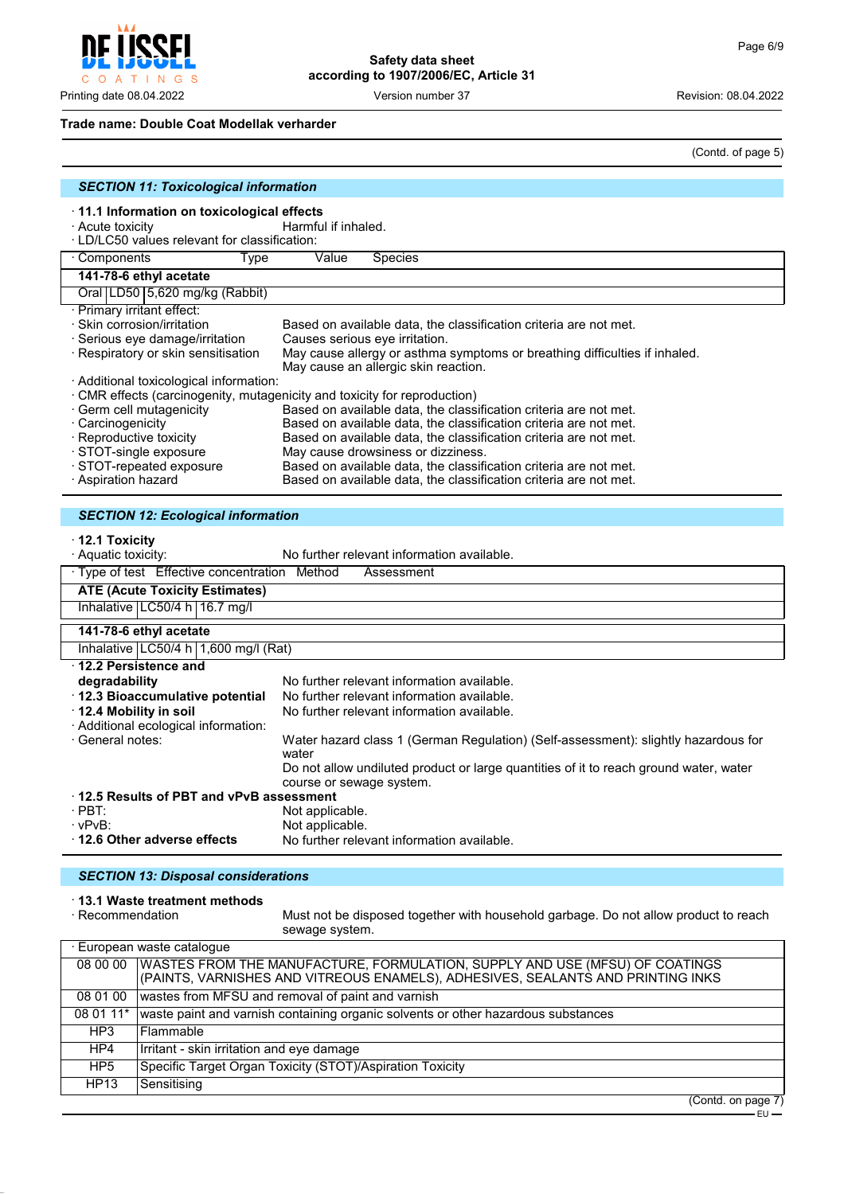**Trade name: Double Coat Modellak verharder**

(Contd. of page 5)

## SECTION 11: Toxicological information

· **11.1 Information on toxicological effects**
· Acute toxicity Harmful if inhaled.
· LD/LC50 values relevant for classification:

| · Components | Type | Value | Species |
|---|---|---|---|
| **141-78-6 ethyl acetate** | | | |
| Oral | LD50 | 5,620 mg/kg | (Rabbit) |

· Primary irritant effect:
· Skin corrosion/irritation Based on available data, the classification criteria are not met.
· Serious eye damage/irritation Causes serious eye irritation.
· Respiratory or skin sensitisation May cause allergy or asthma symptoms or breathing difficulties if inhaled. May cause an allergic skin reaction.
· Additional toxicological information:
· CMR effects (carcinogenity, mutagenicity and toxicity for reproduction)
· Germ cell mutagenicity Based on available data, the classification criteria are not met.
· Carcinogenicity Based on available data, the classification criteria are not met.
· Reproductive toxicity Based on available data, the classification criteria are not met.
· STOT-single exposure May cause drowsiness or dizziness.
· STOT-repeated exposure Based on available data, the classification criteria are not met.
· Aspiration hazard Based on available data, the classification criteria are not met.

## SECTION 12: Ecological information

· **12.1 Toxicity**
· Aquatic toxicity: No further relevant information available.

| · Type of test | Effective concentration | Method | Assessment |
|---|---|---|---|
| **ATE (Acute Toxicity Estimates)** | | | |
| Inhalative | LC50/4 h | 16.7 mg/l | |
| **141-78-6 ethyl acetate** | | | |
| Inhalative | LC50/4 h | 1,600 mg/l (Rat) | |

· **12.2 Persistence and degradability** No further relevant information available.
· **12.3 Bioaccumulative potential** No further relevant information available.
· **12.4 Mobility in soil** No further relevant information available.
· Additional ecological information:
· General notes: Water hazard class 1 (German Regulation) (Self-assessment): slightly hazardous for water
Do not allow undiluted product or large quantities of it to reach ground water, water course or sewage system.
· **12.5 Results of PBT and vPvB assessment**
· PBT: Not applicable.
· vPvB: Not applicable.
· **12.6 Other adverse effects** No further relevant information available.

## SECTION 13: Disposal considerations

· **13.1 Waste treatment methods**
· Recommendation Must not be disposed together with household garbage. Do not allow product to reach sewage system.

| · European waste catalogue | |
|---|---|
| 08 00 00 | WASTES FROM THE MANUFACTURE, FORMULATION, SUPPLY AND USE (MFSU) OF COATINGS (PAINTS, VARNISHES AND VITREOUS ENAMELS), ADHESIVES, SEALANTS AND PRINTING INKS |
| 08 01 00 | wastes from MFSU and removal of paint and varnish |
| 08 01 11* | waste paint and varnish containing organic solvents or other hazardous substances |
| HP3 | Flammable |
| HP4 | Irritant - skin irritation and eye damage |
| HP5 | Specific Target Organ Toxicity (STOT)/Aspiration Toxicity |
| HP13 | Sensitising |

(Contd. on page 7)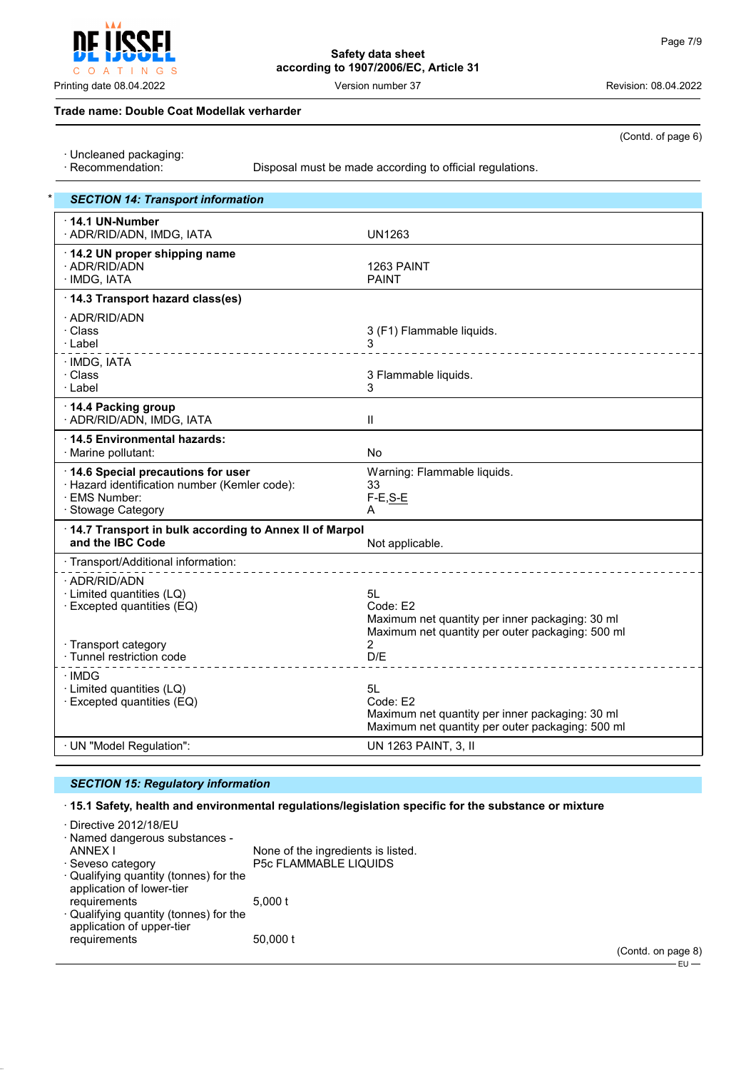**Trade name: Double Coat Modellak verharder**

(Contd. of page 6)

· Uncleaned packaging:
· Recommendation: Disposal must be made according to official regulations.

## * SECTION 14: Transport information

| | |
|---|---|
| **· 14.1 UN-Number** | |
| · ADR/RID/ADN, IMDG, IATA | UN1263 |
| **· 14.2 UN proper shipping name** | |
| · ADR/RID/ADN | 1263 PAINT |
| · IMDG, IATA | PAINT |
| **· 14.3 Transport hazard class(es)** | |
| · ADR/RID/ADN | |
| · Class | 3 (F1) Flammable liquids. |
| · Label | 3 |
| · IMDG, IATA | |
| · Class | 3 Flammable liquids. |
| · Label | 3 |
| **· 14.4 Packing group** | |
| · ADR/RID/ADN, IMDG, IATA | II |
| **· 14.5 Environmental hazards:** | |
| · Marine pollutant: | No |
| **· 14.6 Special precautions for user** | Warning: Flammable liquids. |
| · Hazard identification number (Kemler code): | 33 |
| · EMS Number: | F-E,S-E |
| · Stowage Category | A |
| **· 14.7 Transport in bulk according to Annex II of Marpol and the IBC Code** | Not applicable. |
| · Transport/Additional information: | |
| · ADR/RID/ADN | |
| · Limited quantities (LQ) | 5L |
| · Excepted quantities (EQ) | Code: E2<br>Maximum net quantity per inner packaging: 30 ml<br>Maximum net quantity per outer packaging: 500 ml |
| · Transport category | 2 |
| · Tunnel restriction code | D/E |
| · IMDG | |
| · Limited quantities (LQ) | 5L |
| · Excepted quantities (EQ) | Code: E2<br>Maximum net quantity per inner packaging: 30 ml<br>Maximum net quantity per outer packaging: 500 ml |
| · UN "Model Regulation": | UN 1263 PAINT, 3, II |

## SECTION 15: Regulatory information

**· 15.1 Safety, health and environmental regulations/legislation specific for the substance or mixture**

· Directive 2012/18/EU
· Named dangerous substances - ANNEX I: None of the ingredients is listed.
· Seveso category: P5c FLAMMABLE LIQUIDS
· Qualifying quantity (tonnes) for the application of lower-tier requirements: 5,000 t
· Qualifying quantity (tonnes) for the application of upper-tier requirements: 50,000 t

(Contd. on page 8)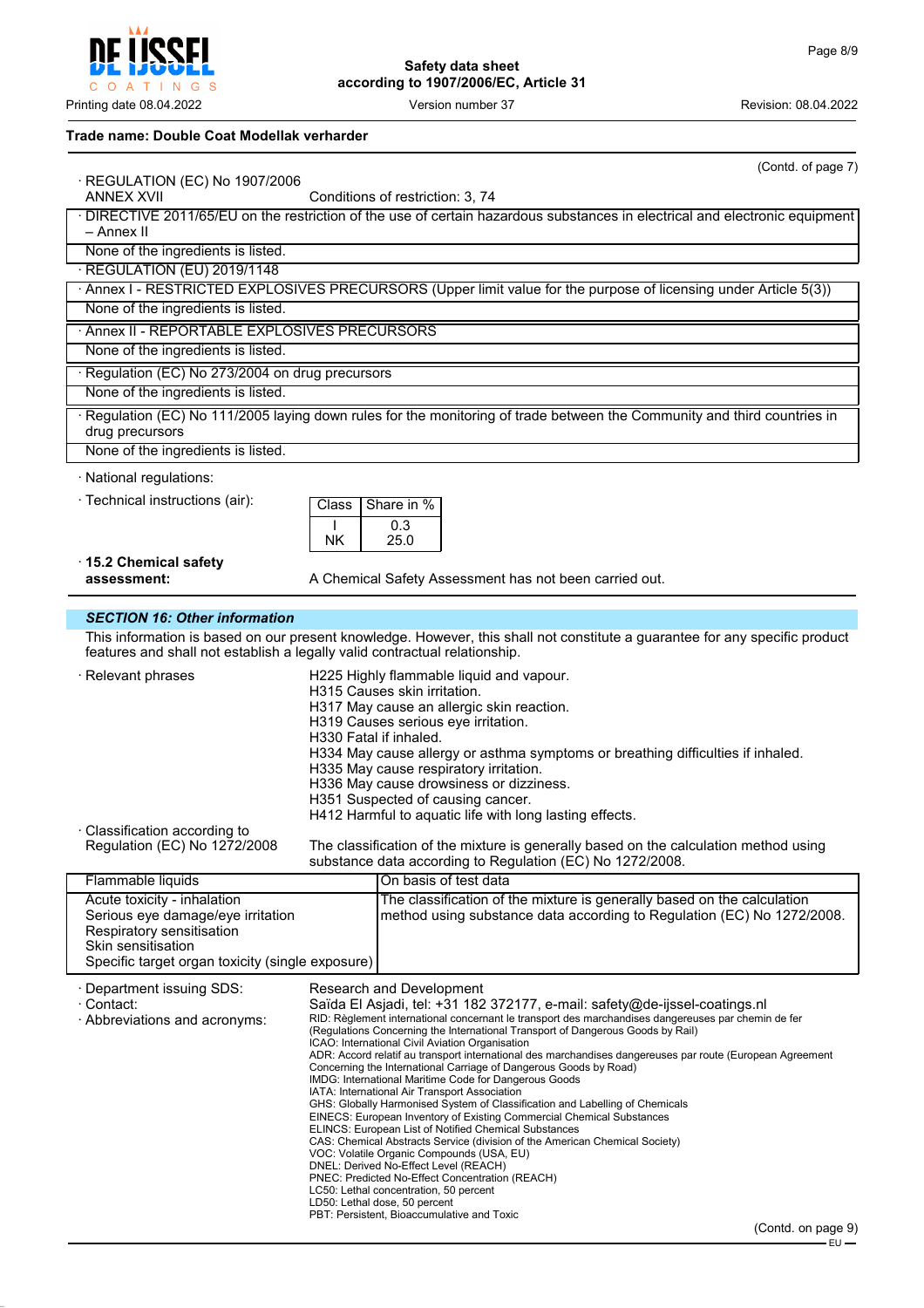**Trade name: Double Coat Modellak verharder**

(Contd. of page 7)

· REGULATION (EC) No 1907/2006
ANNEX XVII — Conditions of restriction: 3, 74

| · DIRECTIVE 2011/65/EU on the restriction of the use of certain hazardous substances in electrical and electronic equipment – Annex II |
|---|
| None of the ingredients is listed. |

| · REGULATION (EU) 2019/1148 |
|---|

| · Annex I - RESTRICTED EXPLOSIVES PRECURSORS (Upper limit value for the purpose of licensing under Article 5(3)) |
|---|
| None of the ingredients is listed. |

| · Annex II - REPORTABLE EXPLOSIVES PRECURSORS |
|---|
| None of the ingredients is listed. |

| · Regulation (EC) No 273/2004 on drug precursors |
|---|
| None of the ingredients is listed. |

| · Regulation (EC) No 111/2005 laying down rules for the monitoring of trade between the Community and third countries in drug precursors |
|---|
| None of the ingredients is listed. |

· National regulations:

· Technical instructions (air):

| Class | Share in % |
|---|---|
| I | 0.3 |
| NK | 25.0 |

· **15.2 Chemical safety assessment:** A Chemical Safety Assessment has not been carried out.

## *SECTION 16: Other information*

This information is based on our present knowledge. However, this shall not constitute a guarantee for any specific product features and shall not establish a legally valid contractual relationship.

· Relevant phrases
H225 Highly flammable liquid and vapour.
H315 Causes skin irritation.
H317 May cause an allergic skin reaction.
H319 Causes serious eye irritation.
H330 Fatal if inhaled.
H334 May cause allergy or asthma symptoms or breathing difficulties if inhaled.
H335 May cause respiratory irritation.
H336 May cause drowsiness or dizziness.
H351 Suspected of causing cancer.
H412 Harmful to aquatic life with long lasting effects.

· Classification according to Regulation (EC) No 1272/2008
The classification of the mixture is generally based on the calculation method using substance data according to Regulation (EC) No 1272/2008.

| Flammable liquids | On basis of test data |
|---|---|
| Acute toxicity - inhalation<br>Serious eye damage/eye irritation<br>Respiratory sensitisation<br>Skin sensitisation<br>Specific target organ toxicity (single exposure) | The classification of the mixture is generally based on the calculation method using substance data according to Regulation (EC) No 1272/2008. |

· Department issuing SDS: Research and Development

· Contact: Saïda El Asjadi, tel: +31 182 372177, e-mail: safety@de-ijssel-coatings.nl

· Abbreviations and acronyms:
RID: Règlement international concernant le transport des marchandises dangereuses par chemin de fer (Regulations Concerning the International Transport of Dangerous Goods by Rail)
ICAO: International Civil Aviation Organisation
ADR: Accord relatif au transport international des marchandises dangereuses par route (European Agreement Concerning the International Carriage of Dangerous Goods by Road)
IMDG: International Maritime Code for Dangerous Goods
IATA: International Air Transport Association
GHS: Globally Harmonised System of Classification and Labelling of Chemicals
EINECS: European Inventory of Existing Commercial Chemical Substances
ELINCS: European List of Notified Chemical Substances
CAS: Chemical Abstracts Service (division of the American Chemical Society)
VOC: Volatile Organic Compounds (USA, EU)
DNEL: Derived No-Effect Level (REACH)
PNEC: Predicted No-Effect Concentration (REACH)
LC50: Lethal concentration, 50 percent
LD50: Lethal dose, 50 percent
PBT: Persistent, Bioaccumulative and Toxic

(Contd. on page 9)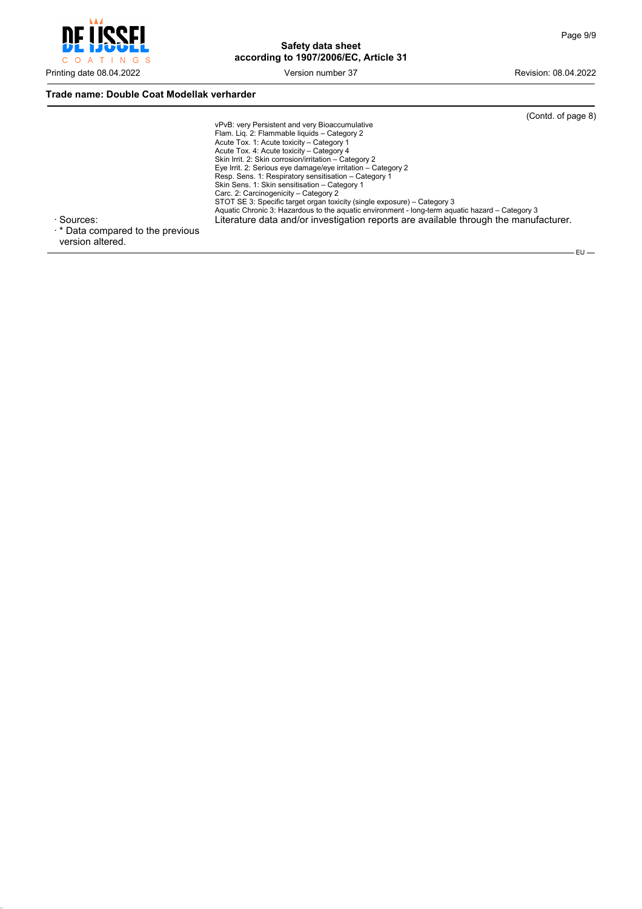(Contd. of page 8)

vPvB: very Persistent and very Bioaccumulative
Flam. Liq. 2: Flammable liquids – Category 2
Acute Tox. 1: Acute toxicity – Category 1
Acute Tox. 4: Acute toxicity – Category 4
Skin Irrit. 2: Skin corrosion/irritation – Category 2
Eye Irrit. 2: Serious eye damage/eye irritation – Category 2
Resp. Sens. 1: Respiratory sensitisation – Category 1
Skin Sens. 1: Skin sensitisation – Category 1
Carc. 2: Carcinogenicity – Category 2
STOT SE 3: Specific target organ toxicity (single exposure) – Category 3
Aquatic Chronic 3: Hazardous to the aquatic environment - long-term aquatic hazard – Category 3

· Sources: Literature data and/or investigation reports are available through the manufacturer.

· * Data compared to the previous version altered.

EU